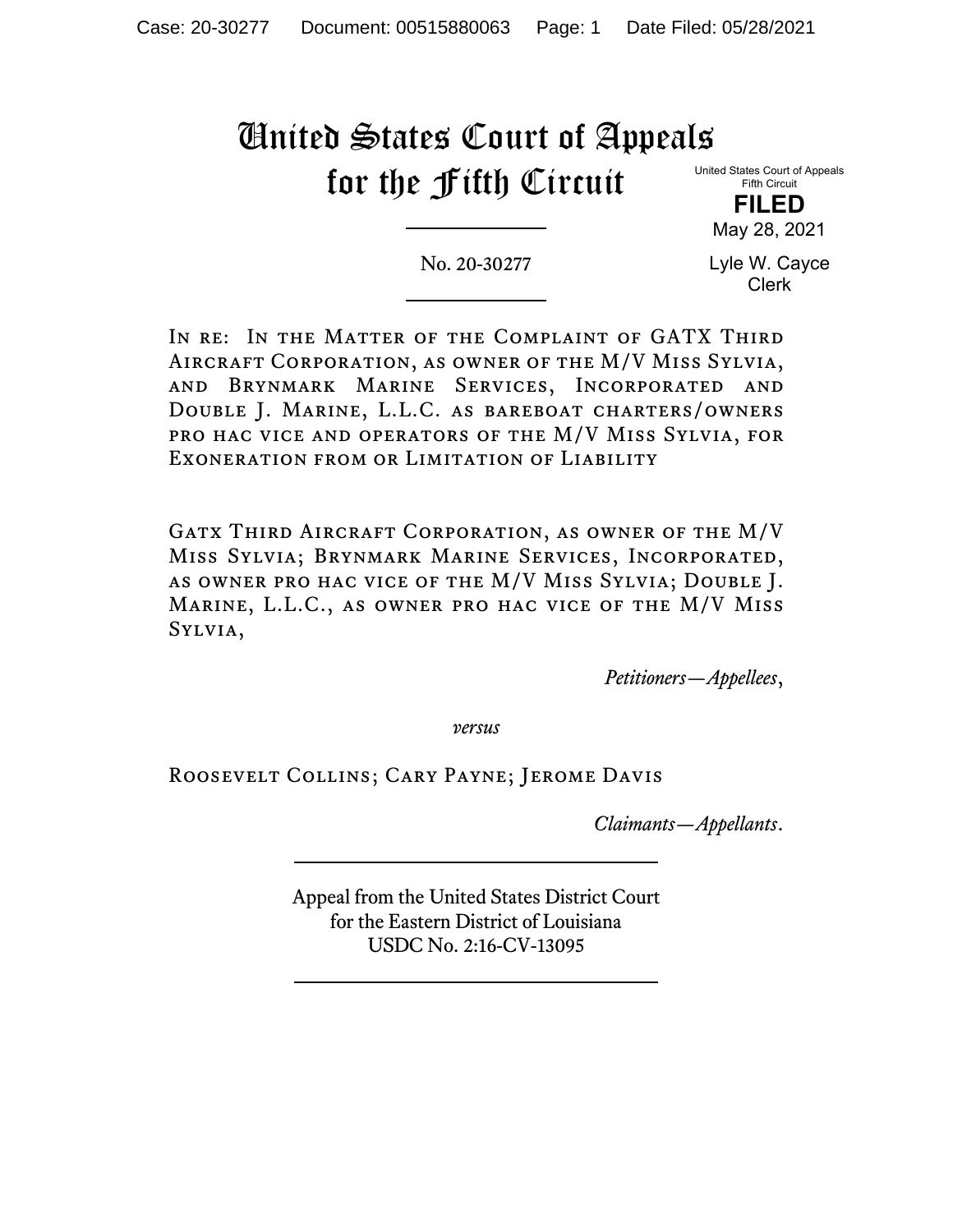# United States Court of Appeals for the Fifth Circuit

United States Court of Appeals
Fifth Circuit

**FILED**

May 28, 2021

Lyle W. Cayce
Clerk

No. 20-30277

In re: In the Matter of the Complaint of GATX Third Aircraft Corporation, as owner of the M/V Miss Sylvia, and Brynmark Marine Services, Incorporated and Double J. Marine, L.L.C. as bareboat charters/owners pro hac vice and operators of the M/V Miss Sylvia, for Exoneration from or Limitation of Liability

Gatx Third Aircraft Corporation, as owner of the M/V Miss Sylvia; Brynmark Marine Services, Incorporated, as owner pro hac vice of the M/V Miss Sylvia; Double J. Marine, L.L.C., as owner pro hac vice of the M/V Miss Sylvia,

*Petitioners—Appellees*,

*versus*

Roosevelt Collins; Cary Payne; Jerome Davis

*Claimants—Appellants*.

Appeal from the United States District Court
for the Eastern District of Louisiana
USDC No. 2:16-CV-13095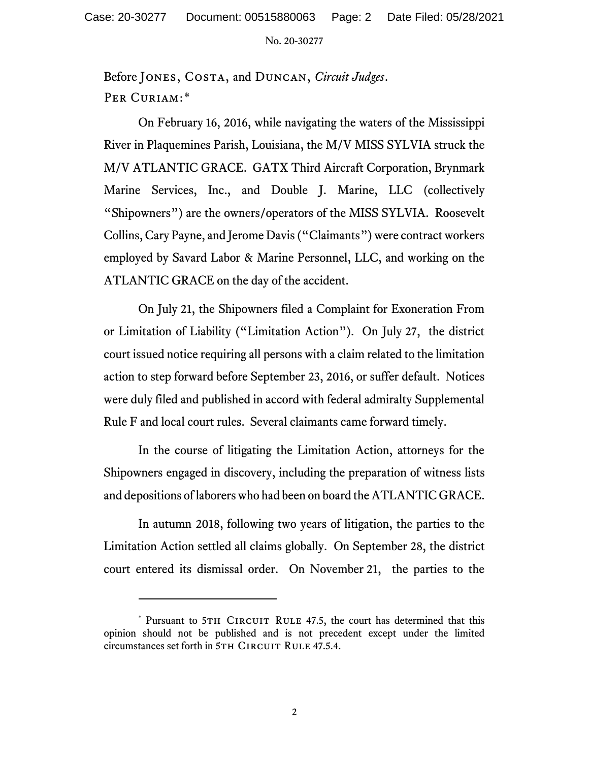Before Jones, Costa, and Duncan, *Circuit Judges*.

Per Curiam:*

On February 16, 2016, while navigating the waters of the Mississippi River in Plaquemines Parish, Louisiana, the M/V MISS SYLVIA struck the M/V ATLANTIC GRACE. GATX Third Aircraft Corporation, Brynmark Marine Services, Inc., and Double J. Marine, LLC (collectively "Shipowners") are the owners/operators of the MISS SYLVIA. Roosevelt Collins, Cary Payne, and Jerome Davis ("Claimants") were contract workers employed by Savard Labor & Marine Personnel, LLC, and working on the ATLANTIC GRACE on the day of the accident.

On July 21, the Shipowners filed a Complaint for Exoneration From or Limitation of Liability ("Limitation Action"). On July 27, the district court issued notice requiring all persons with a claim related to the limitation action to step forward before September 23, 2016, or suffer default. Notices were duly filed and published in accord with federal admiralty Supplemental Rule F and local court rules. Several claimants came forward timely.

In the course of litigating the Limitation Action, attorneys for the Shipowners engaged in discovery, including the preparation of witness lists and depositions of laborers who had been on board the ATLANTIC GRACE.

In autumn 2018, following two years of litigation, the parties to the Limitation Action settled all claims globally. On September 28, the district court entered its dismissal order. On November 21, the parties to the

---

* Pursuant to 5th Circuit Rule 47.5, the court has determined that this opinion should not be published and is not precedent except under the limited circumstances set forth in 5th Circuit Rule 47.5.4.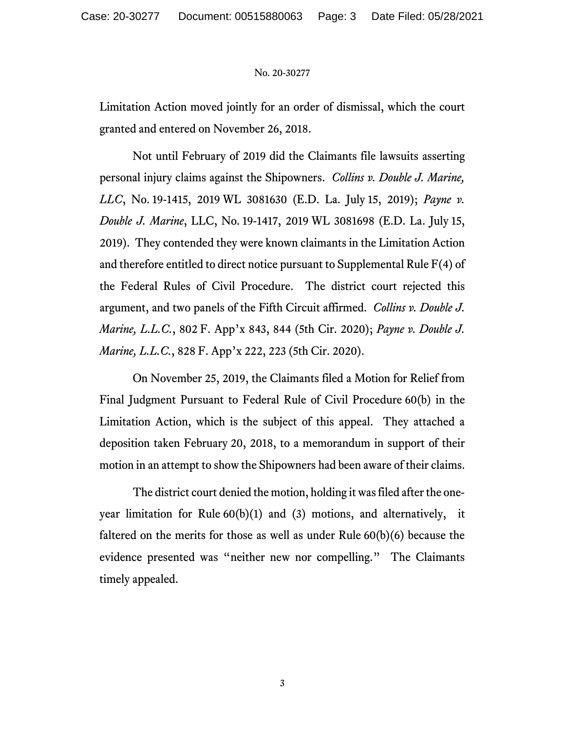Limitation Action moved jointly for an order of dismissal, which the court granted and entered on November 26, 2018.

Not until February of 2019 did the Claimants file lawsuits asserting personal injury claims against the Shipowners. *Collins v. Double J. Marine, LLC*, No. 19-1415, 2019 WL 3081630 (E.D. La. July 15, 2019); *Payne v. Double J. Marine*, LLC, No. 19-1417, 2019 WL 3081698 (E.D. La. July 15, 2019). They contended they were known claimants in the Limitation Action and therefore entitled to direct notice pursuant to Supplemental Rule F(4) of the Federal Rules of Civil Procedure. The district court rejected this argument, and two panels of the Fifth Circuit affirmed. *Collins v. Double J. Marine, L.L.C.*, 802 F. App'x 843, 844 (5th Cir. 2020); *Payne v. Double J. Marine, L.L.C.*, 828 F. App'x 222, 223 (5th Cir. 2020).

On November 25, 2019, the Claimants filed a Motion for Relief from Final Judgment Pursuant to Federal Rule of Civil Procedure 60(b) in the Limitation Action, which is the subject of this appeal. They attached a deposition taken February 20, 2018, to a memorandum in support of their motion in an attempt to show the Shipowners had been aware of their claims.

The district court denied the motion, holding it was filed after the one-year limitation for Rule 60(b)(1) and (3) motions, and alternatively, it faltered on the merits for those as well as under Rule 60(b)(6) because the evidence presented was "neither new nor compelling." The Claimants timely appealed.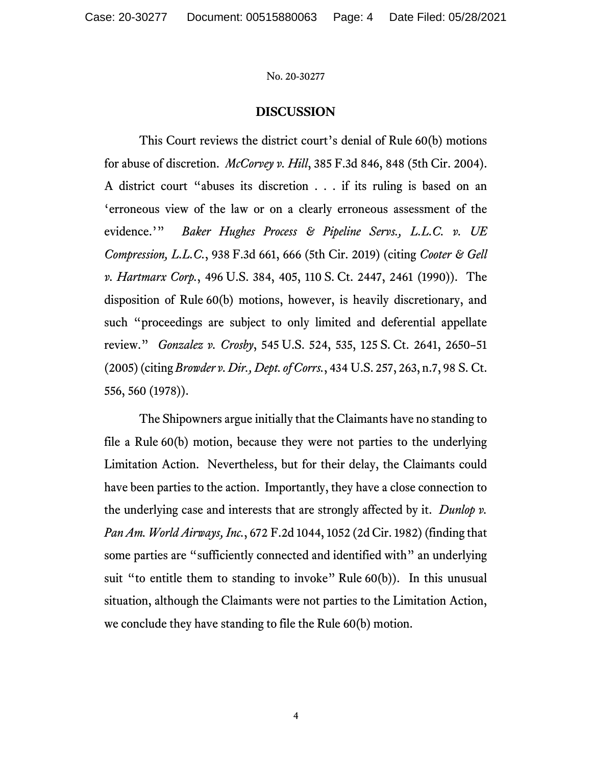## DISCUSSION

This Court reviews the district court's denial of Rule 60(b) motions for abuse of discretion. *McCorvey v. Hill*, 385 F.3d 846, 848 (5th Cir. 2004). A district court "abuses its discretion . . . if its ruling is based on an 'erroneous view of the law or on a clearly erroneous assessment of the evidence.'" *Baker Hughes Process & Pipeline Servs., L.L.C. v. UE Compression, L.L.C.*, 938 F.3d 661, 666 (5th Cir. 2019) (citing *Cooter & Gell v. Hartmarx Corp.*, 496 U.S. 384, 405, 110 S. Ct. 2447, 2461 (1990)). The disposition of Rule 60(b) motions, however, is heavily discretionary, and such "proceedings are subject to only limited and deferential appellate review." *Gonzalez v. Crosby*, 545 U.S. 524, 535, 125 S. Ct. 2641, 2650–51 (2005) (citing *Browder v. Dir., Dept. of Corrs.*, 434 U.S. 257, 263, n.7, 98 S. Ct. 556, 560 (1978)).

The Shipowners argue initially that the Claimants have no standing to file a Rule 60(b) motion, because they were not parties to the underlying Limitation Action. Nevertheless, but for their delay, the Claimants could have been parties to the action. Importantly, they have a close connection to the underlying case and interests that are strongly affected by it. *Dunlop v. Pan Am. World Airways, Inc.*, 672 F.2d 1044, 1052 (2d Cir. 1982) (finding that some parties are "sufficiently connected and identified with" an underlying suit "to entitle them to standing to invoke" Rule 60(b)). In this unusual situation, although the Claimants were not parties to the Limitation Action, we conclude they have standing to file the Rule 60(b) motion.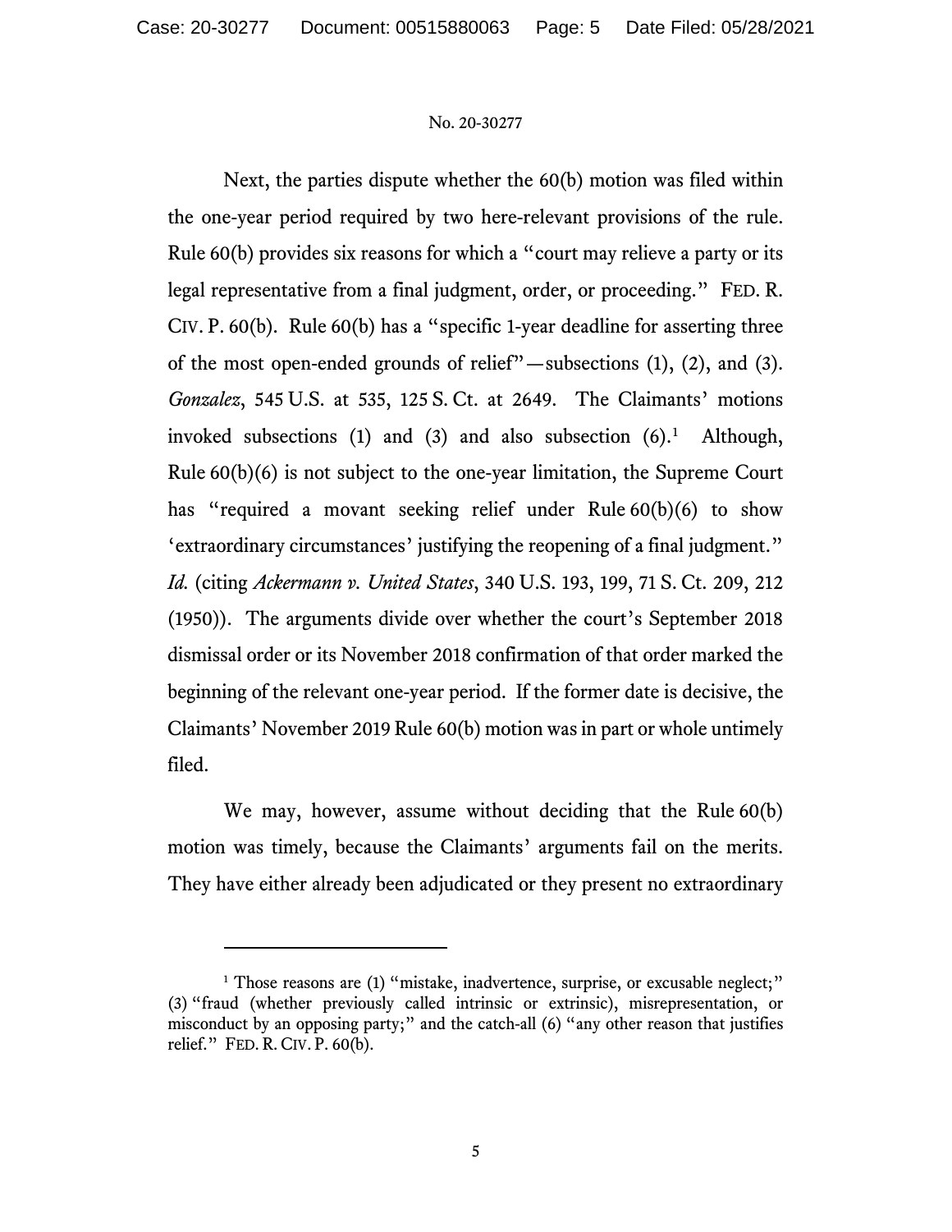Next, the parties dispute whether the 60(b) motion was filed within the one-year period required by two here-relevant provisions of the rule. Rule 60(b) provides six reasons for which a "court may relieve a party or its legal representative from a final judgment, order, or proceeding." FED. R. CIV. P. 60(b). Rule 60(b) has a "specific 1-year deadline for asserting three of the most open-ended grounds of relief"—subsections (1), (2), and (3). *Gonzalez*, 545 U.S. at 535, 125 S. Ct. at 2649. The Claimants' motions invoked subsections (1) and (3) and also subsection (6).[1] Although, Rule 60(b)(6) is not subject to the one-year limitation, the Supreme Court has "required a movant seeking relief under Rule 60(b)(6) to show 'extraordinary circumstances' justifying the reopening of a final judgment." *Id.* (citing *Ackermann v. United States*, 340 U.S. 193, 199, 71 S. Ct. 209, 212 (1950)). The arguments divide over whether the court's September 2018 dismissal order or its November 2018 confirmation of that order marked the beginning of the relevant one-year period. If the former date is decisive, the Claimants' November 2019 Rule 60(b) motion was in part or whole untimely filed.

We may, however, assume without deciding that the Rule 60(b) motion was timely, because the Claimants' arguments fail on the merits. They have either already been adjudicated or they present no extraordinary

---

[1] Those reasons are (1) "mistake, inadvertence, surprise, or excusable neglect;" (3) "fraud (whether previously called intrinsic or extrinsic), misrepresentation, or misconduct by an opposing party;" and the catch-all (6) "any other reason that justifies relief." FED. R. CIV. P. 60(b).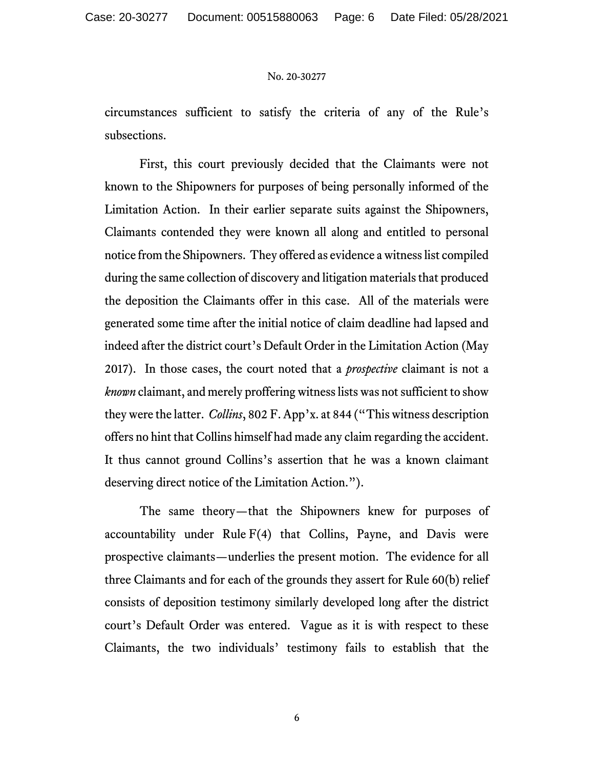circumstances sufficient to satisfy the criteria of any of the Rule's subsections.

First, this court previously decided that the Claimants were not known to the Shipowners for purposes of being personally informed of the Limitation Action. In their earlier separate suits against the Shipowners, Claimants contended they were known all along and entitled to personal notice from the Shipowners. They offered as evidence a witness list compiled during the same collection of discovery and litigation materials that produced the deposition the Claimants offer in this case. All of the materials were generated some time after the initial notice of claim deadline had lapsed and indeed after the district court's Default Order in the Limitation Action (May 2017). In those cases, the court noted that a *prospective* claimant is not a *known* claimant, and merely proffering witness lists was not sufficient to show they were the latter. *Collins*, 802 F. App'x. at 844 ("This witness description offers no hint that Collins himself had made any claim regarding the accident. It thus cannot ground Collins's assertion that he was a known claimant deserving direct notice of the Limitation Action.").

The same theory—that the Shipowners knew for purposes of accountability under Rule F(4) that Collins, Payne, and Davis were prospective claimants—underlies the present motion. The evidence for all three Claimants and for each of the grounds they assert for Rule 60(b) relief consists of deposition testimony similarly developed long after the district court's Default Order was entered. Vague as it is with respect to these Claimants, the two individuals' testimony fails to establish that the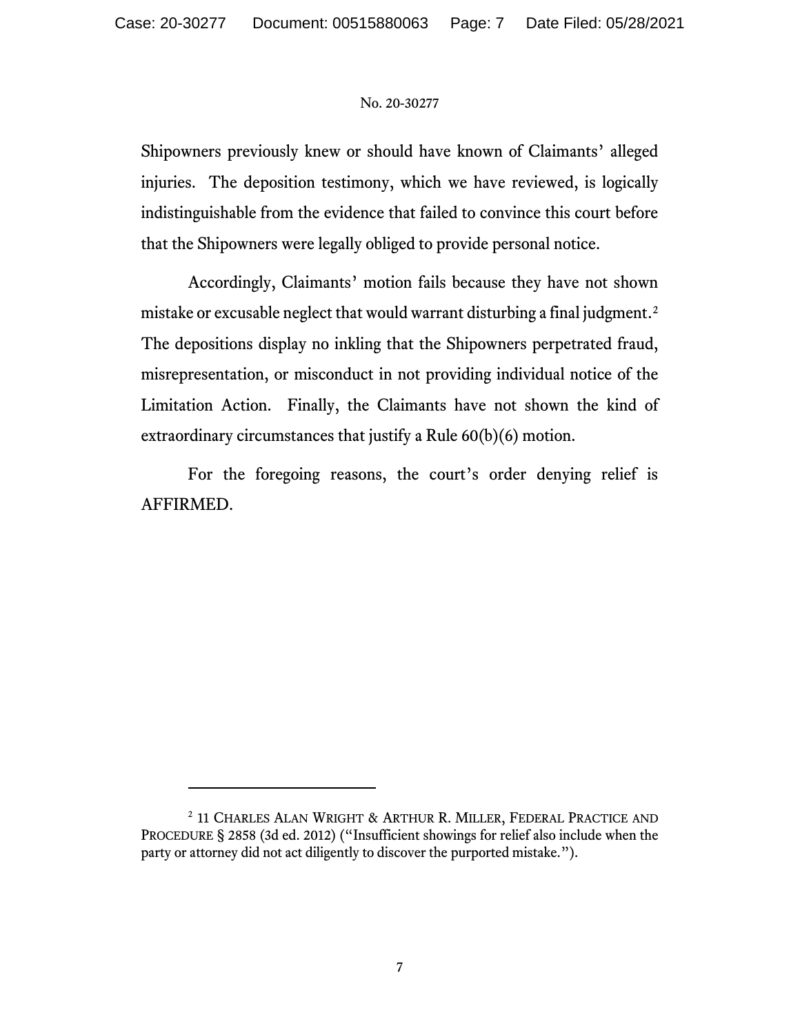Shipowners previously knew or should have known of Claimants' alleged injuries. The deposition testimony, which we have reviewed, is logically indistinguishable from the evidence that failed to convince this court before that the Shipowners were legally obliged to provide personal notice.

Accordingly, Claimants' motion fails because they have not shown mistake or excusable neglect that would warrant disturbing a final judgment.[2] The depositions display no inkling that the Shipowners perpetrated fraud, misrepresentation, or misconduct in not providing individual notice of the Limitation Action. Finally, the Claimants have not shown the kind of extraordinary circumstances that justify a Rule 60(b)(6) motion.

For the foregoing reasons, the court's order denying relief is AFFIRMED.

---

[2] 11 Charles Alan Wright & Arthur R. Miller, Federal Practice and Procedure § 2858 (3d ed. 2012) ("Insufficient showings for relief also include when the party or attorney did not act diligently to discover the purported mistake.").